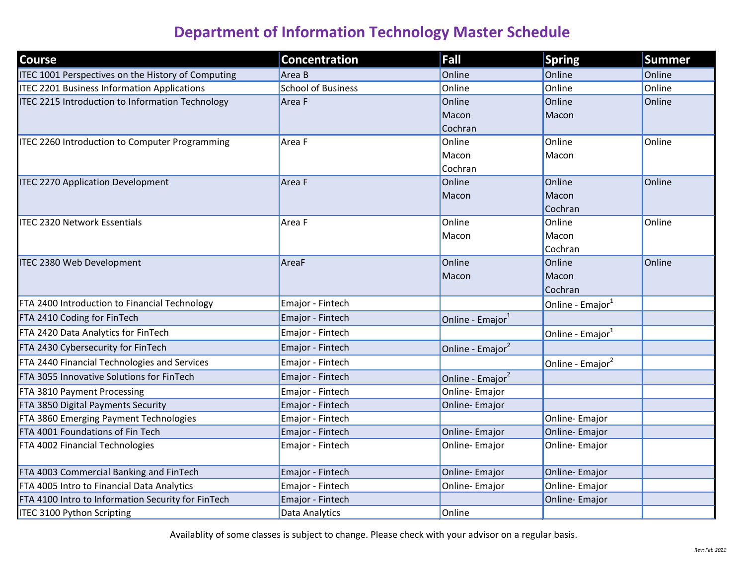# Department of Information Technology Master Schedule

| Course | Concentration | Fall | Spring | Summer |
|---|---|---|---|---|
| ITEC 1001 Perspectives on the History of Computing | Area B | Online | Online | Online |
| ITEC 2201 Business Information Applications | School of Business | Online | Online | Online |
| ITEC 2215 Introduction to Information Technology | Area F | Online<br>Macon<br>Cochran | Online<br>Macon | Online |
| ITEC 2260 Introduction to Computer Programming | Area F | Online<br>Macon<br>Cochran | Online<br>Macon | Online |
| ITEC 2270 Application Development | Area F | Online<br>Macon | Online<br>Macon<br>Cochran | Online |
| ITEC 2320 Network Essentials | Area F | Online<br>Macon | Online<br>Macon<br>Cochran | Online |
| ITEC 2380 Web Development | AreaF | Online<br>Macon | Online<br>Macon<br>Cochran | Online |
| FTA 2400 Introduction to Financial Technology | Emajor - Fintech | | Online - Emajor[1] | |
| FTA 2410 Coding for FinTech | Emajor - Fintech | Online - Emajor[1] | | |
| FTA 2420 Data Analytics for FinTech | Emajor - Fintech | | Online - Emajor[1] | |
| FTA 2430 Cybersecurity for FinTech | Emajor - Fintech | Online - Emajor[2] | | |
| FTA 2440 Financial Technologies and Services | Emajor - Fintech | | Online - Emajor[2] | |
| FTA 3055 Innovative Solutions for FinTech | Emajor - Fintech | Online - Emajor[2] | | |
| FTA 3810 Payment Processing | Emajor - Fintech | Online- Emajor | | |
| FTA 3850 Digital Payments Security | Emajor - Fintech | Online- Emajor | | |
| FTA 3860 Emerging Payment Technologies | Emajor - Fintech | | Online- Emajor | |
| FTA 4001 Foundations of Fin Tech | Emajor - Fintech | Online- Emajor | Online- Emajor | |
| FTA 4002 Financial Technologies | Emajor - Fintech | Online- Emajor | Online- Emajor | |
| FTA 4003 Commercial Banking and FinTech | Emajor - Fintech | Online- Emajor | Online- Emajor | |
| FTA 4005 Intro to Financial Data Analytics | Emajor - Fintech | Online- Emajor | Online- Emajor | |
| FTA 4100 Intro to Information Security for FinTech | Emajor - Fintech | | Online- Emajor | |
| ITEC 3100 Python Scripting | Data Analytics | Online | | |

Availablity of some classes is subject to change. Please check with your advisor on a regular basis.

*Rev: Feb 2021*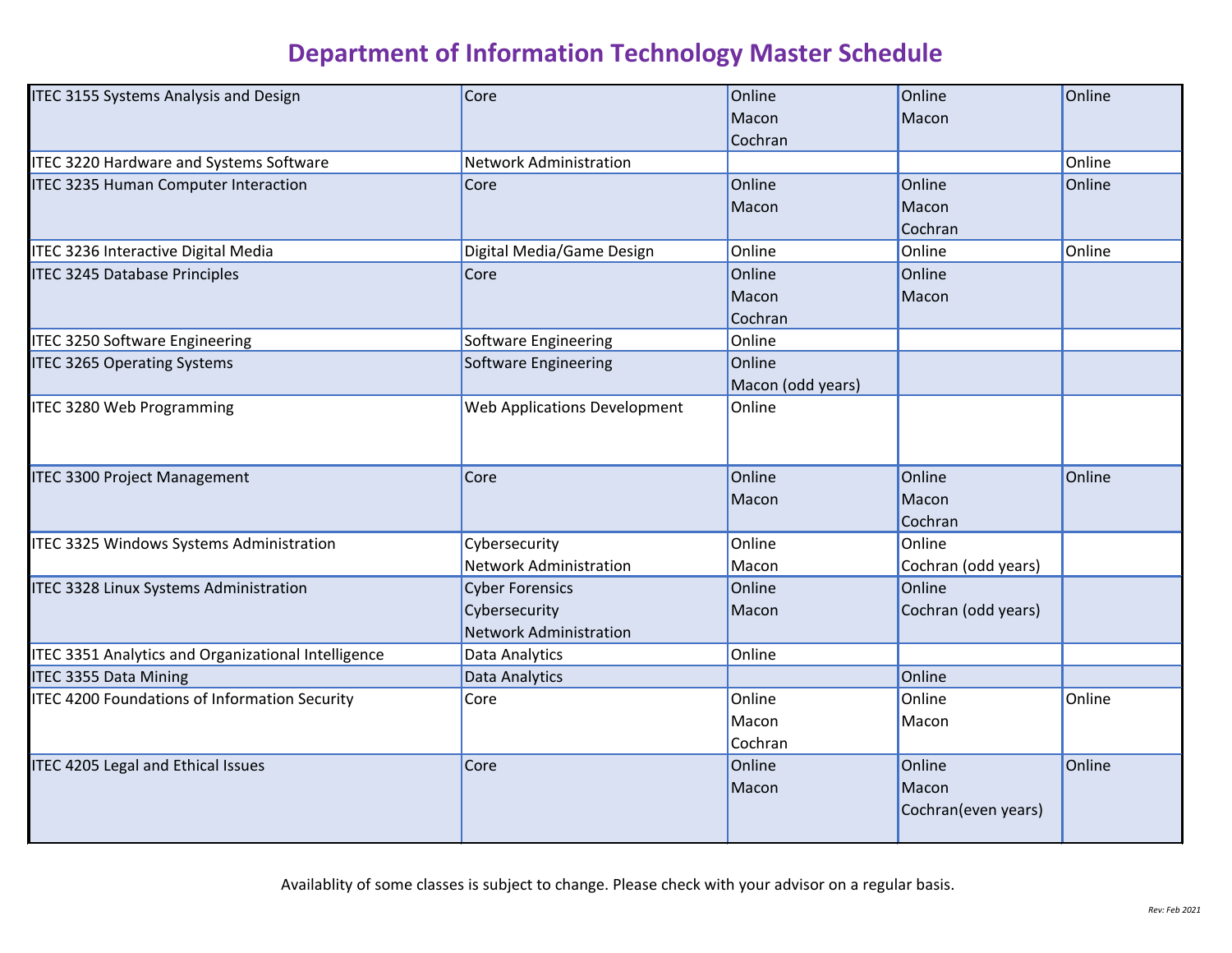# Department of Information Technology Master Schedule

| | | | | |
|---|---|---|---|---|
| ITEC 3155 Systems Analysis and Design | Core | Online<br>Macon<br>Cochran | Online<br>Macon | Online |
| ITEC 3220 Hardware and Systems Software | Network Administration | | | Online |
| ITEC 3235 Human Computer Interaction | Core | Online<br>Macon | Online<br>Macon<br>Cochran | Online |
| ITEC 3236 Interactive Digital Media | Digital Media/Game Design | Online | Online | Online |
| ITEC 3245 Database Principles | Core | Online<br>Macon<br>Cochran | Online<br>Macon | |
| ITEC 3250 Software Engineering | Software Engineering | Online | | |
| ITEC 3265 Operating Systems | Software Engineering | Online<br>Macon (odd years) | | |
| ITEC 3280 Web Programming | Web Applications Development | Online | | |
| ITEC 3300 Project Management | Core | Online<br>Macon | Online<br>Macon<br>Cochran | Online |
| ITEC 3325 Windows Systems Administration | Cybersecurity<br>Network Administration | Online<br>Macon | Online<br>Cochran (odd years) | |
| ITEC 3328 Linux Systems Administration | Cyber Forensics<br>Cybersecurity<br>Network Administration | Online<br>Macon | Online<br>Cochran (odd years) | |
| ITEC 3351 Analytics and Organizational Intelligence | Data Analytics | Online | | |
| ITEC 3355 Data Mining | Data Analytics | | Online | |
| ITEC 4200 Foundations of Information Security | Core | Online<br>Macon<br>Cochran | Online<br>Macon | Online |
| ITEC 4205 Legal and Ethical Issues | Core | Online<br>Macon | Online<br>Macon<br>Cochran(even years) | Online |

Availablity of some classes is subject to change. Please check with your advisor on a regular basis.

*Rev: Feb 2021*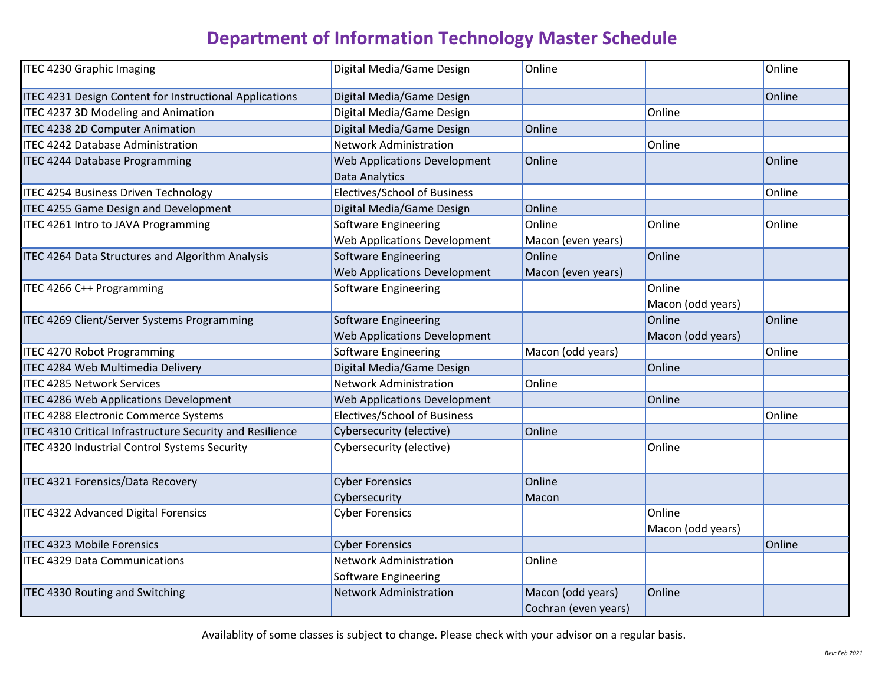# Department of Information Technology Master Schedule

| | | | | |
|---|---|---|---|---|
| ITEC 4230 Graphic Imaging | Digital Media/Game Design | Online | | Online |
| ITEC 4231 Design Content for Instructional Applications | Digital Media/Game Design | | | Online |
| ITEC 4237 3D Modeling and Animation | Digital Media/Game Design | | Online | |
| ITEC 4238 2D Computer Animation | Digital Media/Game Design | Online | | |
| ITEC 4242 Database Administration | Network Administration | | Online | |
| ITEC 4244 Database Programming | Web Applications Development<br>Data Analytics | Online | | Online |
| ITEC 4254 Business Driven Technology | Electives/School of Business | | | Online |
| ITEC 4255 Game Design and Development | Digital Media/Game Design | Online | | |
| ITEC 4261 Intro to JAVA Programming | Software Engineering<br>Web Applications Development | Online<br>Macon (even years) | Online | Online |
| ITEC 4264 Data Structures and Algorithm Analysis | Software Engineering<br>Web Applications Development | Online<br>Macon (even years) | Online | |
| ITEC 4266 C++ Programming | Software Engineering | | Online<br>Macon (odd years) | |
| ITEC 4269 Client/Server Systems Programming | Software Engineering<br>Web Applications Development | | Online<br>Macon (odd years) | Online |
| ITEC 4270 Robot Programming | Software Engineering | Macon (odd years) | | Online |
| ITEC 4284 Web Multimedia Delivery | Digital Media/Game Design | | Online | |
| ITEC 4285 Network Services | Network Administration | Online | | |
| ITEC 4286 Web Applications Development | Web Applications Development | | Online | |
| ITEC 4288 Electronic Commerce Systems | Electives/School of Business | | | Online |
| ITEC 4310 Critical Infrastructure Security and Resilience | Cybersecurity (elective) | Online | | |
| ITEC 4320 Industrial Control Systems Security | Cybersecurity (elective) | | Online | |
| ITEC 4321 Forensics/Data Recovery | Cyber Forensics<br>Cybersecurity | Online<br>Macon | | |
| ITEC 4322 Advanced Digital Forensics | Cyber Forensics | | Online<br>Macon (odd years) | |
| ITEC 4323 Mobile Forensics | Cyber Forensics | | | Online |
| ITEC 4329 Data Communications | Network Administration<br>Software Engineering | Online | | |
| ITEC 4330 Routing and Switching | Network Administration | Macon (odd years)<br>Cochran (even years) | Online | |

Availablity of some classes is subject to change. Please check with your advisor on a regular basis.

*Rev: Feb 2021*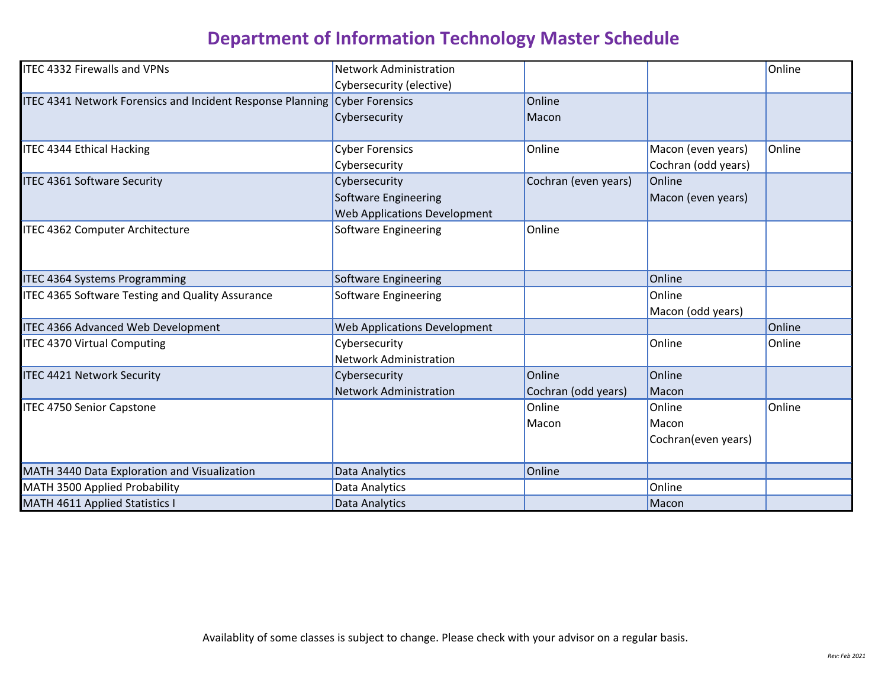# Department of Information Technology Master Schedule

| | | | | |
|---|---|---|---|---|
| ITEC 4332 Firewalls and VPNs | Network Administration<br>Cybersecurity (elective) | | | Online |
| ITEC 4341 Network Forensics and Incident Response Planning | Cyber Forensics<br>Cybersecurity | Online<br>Macon | | |
| ITEC 4344 Ethical Hacking | Cyber Forensics<br>Cybersecurity | Online | Macon (even years)<br>Cochran (odd years) | Online |
| ITEC 4361 Software Security | Cybersecurity<br>Software Engineering<br>Web Applications Development | Cochran (even years) | Online<br>Macon (even years) | |
| ITEC 4362 Computer Architecture | Software Engineering | Online | | |
| ITEC 4364 Systems Programming | Software Engineering | | Online | |
| ITEC 4365 Software Testing and Quality Assurance | Software Engineering | | Online<br>Macon (odd years) | |
| ITEC 4366 Advanced Web Development | Web Applications Development | | | Online |
| ITEC 4370 Virtual Computing | Cybersecurity<br>Network Administration | | Online | Online |
| ITEC 4421 Network Security | Cybersecurity<br>Network Administration | Online<br>Cochran (odd years) | Online<br>Macon | |
| ITEC 4750 Senior Capstone | | Online<br>Macon | Online<br>Macon<br>Cochran(even years) | Online |
| MATH 3440 Data Exploration and Visualization | Data Analytics | Online | | |
| MATH 3500 Applied Probability | Data Analytics | | Online | |
| MATH 4611 Applied Statistics I | Data Analytics | | Macon | |

Availablity of some classes is subject to change. Please check with your advisor on a regular basis.

*Rev: Feb 2021*